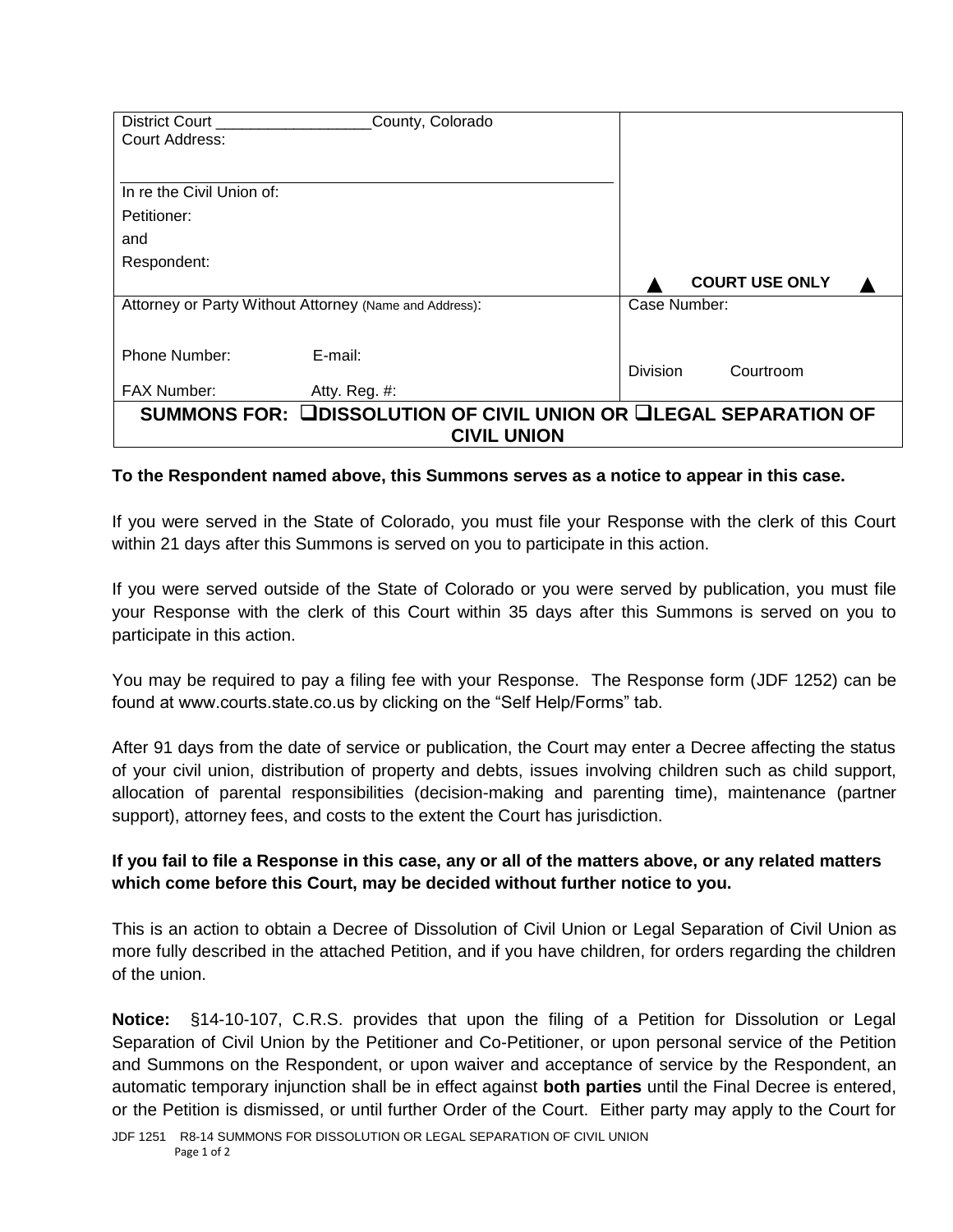| District Court __________________ County, Colorado<br>Court Address:<br><br>In re the Civil Union of:<br>Petitioner:<br>and<br>Respondent: | ▲ COURT USE ONLY ▲ |
|---|---|
| Attorney or Party Without Attorney (Name and Address):<br><br>Phone Number: E-mail:<br>FAX Number: Atty. Reg. #: | Case Number:<br><br>Division Courtroom |
| **SUMMONS FOR: ❑DISSOLUTION OF CIVIL UNION OR ❑LEGAL SEPARATION OF CIVIL UNION** | |

**To the Respondent named above, this Summons serves as a notice to appear in this case.**

If you were served in the State of Colorado, you must file your Response with the clerk of this Court within 21 days after this Summons is served on you to participate in this action.

If you were served outside of the State of Colorado or you were served by publication, you must file your Response with the clerk of this Court within 35 days after this Summons is served on you to participate in this action.

You may be required to pay a filing fee with your Response. The Response form (JDF 1252) can be found at www.courts.state.co.us by clicking on the "Self Help/Forms" tab.

After 91 days from the date of service or publication, the Court may enter a Decree affecting the status of your civil union, distribution of property and debts, issues involving children such as child support, allocation of parental responsibilities (decision-making and parenting time), maintenance (partner support), attorney fees, and costs to the extent the Court has jurisdiction.

**If you fail to file a Response in this case, any or all of the matters above, or any related matters which come before this Court, may be decided without further notice to you.**

This is an action to obtain a Decree of Dissolution of Civil Union or Legal Separation of Civil Union as more fully described in the attached Petition, and if you have children, for orders regarding the children of the union.

**Notice:** §14-10-107, C.R.S. provides that upon the filing of a Petition for Dissolution or Legal Separation of Civil Union by the Petitioner and Co-Petitioner, or upon personal service of the Petition and Summons on the Respondent, or upon waiver and acceptance of service by the Respondent, an automatic temporary injunction shall be in effect against **both parties** until the Final Decree is entered, or the Petition is dismissed, or until further Order of the Court. Either party may apply to the Court for

JDF 1251 R8-14 SUMMONS FOR DISSOLUTION OR LEGAL SEPARATION OF CIVIL UNION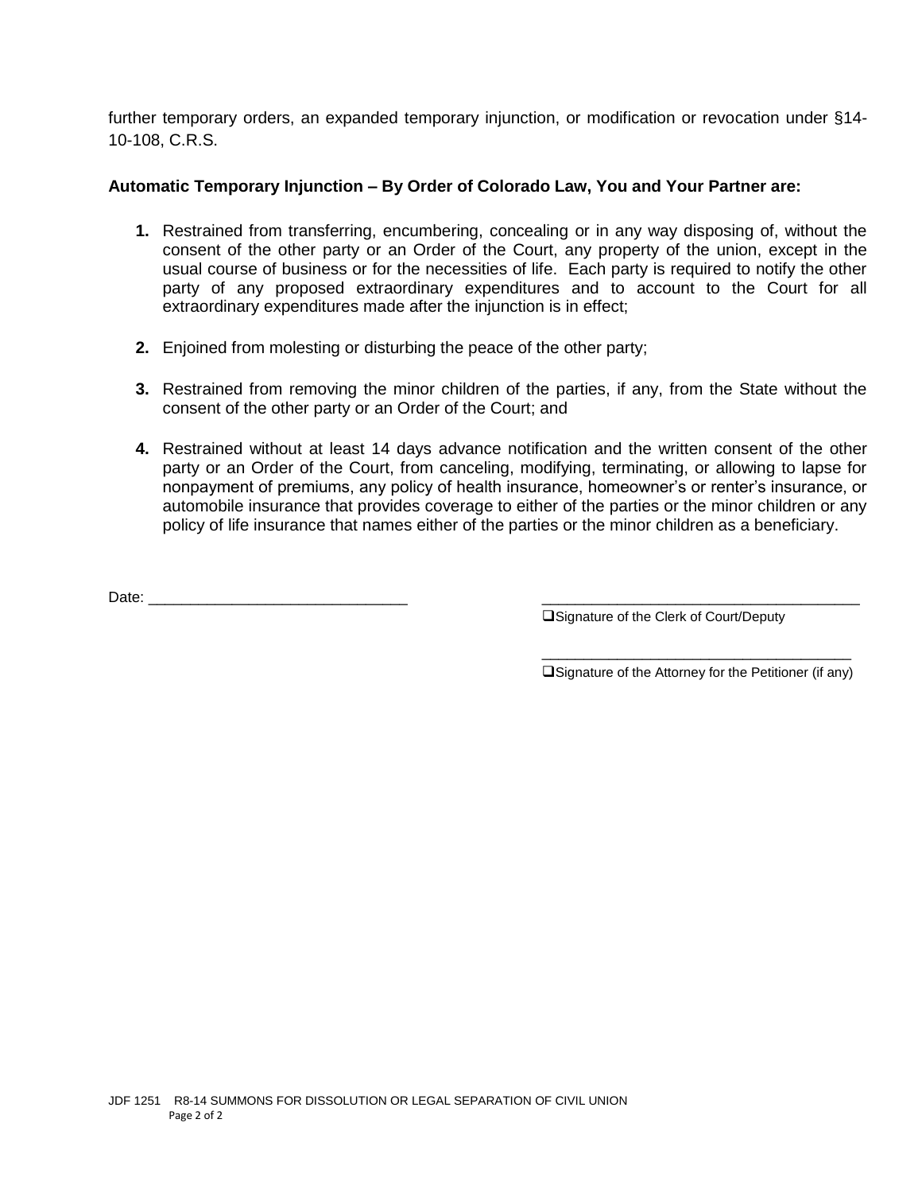further temporary orders, an expanded temporary injunction, or modification or revocation under §14-10-108, C.R.S.

**Automatic Temporary Injunction – By Order of Colorado Law, You and Your Partner are:**

1. Restrained from transferring, encumbering, concealing or in any way disposing of, without the consent of the other party or an Order of the Court, any property of the union, except in the usual course of business or for the necessities of life. Each party is required to notify the other party of any proposed extraordinary expenditures and to account to the Court for all extraordinary expenditures made after the injunction is in effect;

2. Enjoined from molesting or disturbing the peace of the other party;

3. Restrained from removing the minor children of the parties, if any, from the State without the consent of the other party or an Order of the Court; and

4. Restrained without at least 14 days advance notification and the written consent of the other party or an Order of the Court, from canceling, modifying, terminating, or allowing to lapse for nonpayment of premiums, any policy of health insurance, homeowner's or renter's insurance, or automobile insurance that provides coverage to either of the parties or the minor children or any policy of life insurance that names either of the parties or the minor children as a beneficiary.

Date: ______________________________

_______________________________________
❑ Signature of the Clerk of Court/Deputy

_______________________________________
❑ Signature of the Attorney for the Petitioner (if any)

JDF 1251 R8-14 SUMMONS FOR DISSOLUTION OR LEGAL SEPARATION OF CIVIL UNION